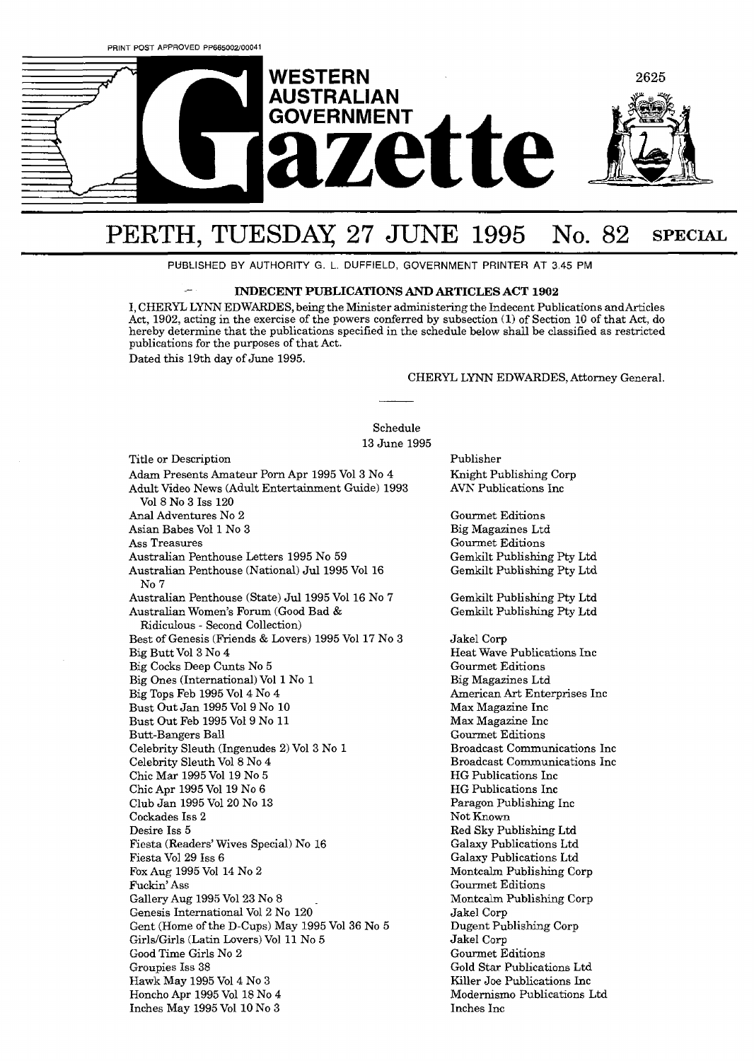PRINT POST APPROVED PP665002/00041

# WESTERN AUSTRALIAN GOVERNMENT Gazette

# PERTH, TUESDAY, 27 JUNE 1995 No. 82 SPECIAL

PUBLISHED BY AUTHORITY G. L. DUFFIELD, GOVERNMENT PRINTER AT 3.45 PM

## INDECENT PUBLICATIONS AND ARTICLES ACT 1902

I, CHERYL LYNN EDWARDES, being the Minister administering the Indecent Publications and Articles Act, 1902, acting in the exercise of the powers conferred by subsection (1) of Section 10 of that Act, do hereby determine that the publications specified in the schedule below shall be classified as restricted publications for the purposes of that Act.

Dated this 19th day of June 1995.

CHERYL LYNN EDWARDES, Attorney General.

---

Schedule
13 June 1995

| Title or Description | Publisher |
|---|---|
| Adam Presents Amateur Porn Apr 1995 Vol 3 No 4 | Knight Publishing Corp |
| Adult Video News (Adult Entertainment Guide) 1993 Vol 8 No 3 Iss 120 | AVN Publications Inc |
| Anal Adventures No 2 | Gourmet Editions |
| Asian Babes Vol 1 No 3 | Big Magazines Ltd |
| Ass Treasures | Gourmet Editions |
| Australian Penthouse Letters 1995 No 59 | Gemkilt Publishing Pty Ltd |
| Australian Penthouse (National) Jul 1995 Vol 16 No 7 | Gemkilt Publishing Pty Ltd |
| Australian Penthouse (State) Jul 1995 Vol 16 No 7 | Gemkilt Publishing Pty Ltd |
| Australian Women's Forum (Good Bad & Ridiculous - Second Collection) | Gemkilt Publishing Pty Ltd |
| Best of Genesis (Friends & Lovers) 1995 Vol 17 No 3 | Jakel Corp |
| Big Butt Vol 3 No 4 | Heat Wave Publications Inc |
| Big Cocks Deep Cunts No 5 | Gourmet Editions |
| Big Ones (International) Vol 1 No 1 | Big Magazines Ltd |
| Big Tops Feb 1995 Vol 4 No 4 | American Art Enterprises Inc |
| Bust Out Jan 1995 Vol 9 No 10 | Max Magazine Inc |
| Bust Out Feb 1995 Vol 9 No 11 | Max Magazine Inc |
| Butt-Bangers Ball | Gourmet Editions |
| Celebrity Sleuth (Ingenudes 2) Vol 3 No 1 | Broadcast Communications Inc |
| Celebrity Sleuth Vol 8 No 4 | Broadcast Communications Inc |
| Chic Mar 1995 Vol 19 No 5 | HG Publications Inc |
| Chic Apr 1995 Vol 19 No 6 | HG Publications Inc |
| Club Jan 1995 Vol 20 No 13 | Paragon Publishing Inc |
| Cockades Iss 2 | Not Known |
| Desire Iss 5 | Red Sky Publishing Ltd |
| Fiesta (Readers' Wives Special) No 16 | Galaxy Publications Ltd |
| Fiesta Vol 29 Iss 6 | Galaxy Publications Ltd |
| Fox Aug 1995 Vol 14 No 2 | Montcalm Publishing Corp |
| Fuckin' Ass | Gourmet Editions |
| Gallery Aug 1995 Vol 23 No 8 | Montcalm Publishing Corp |
| Genesis International Vol 2 No 120 | Jakel Corp |
| Gent (Home of the D-Cups) May 1995 Vol 36 No 5 | Dugent Publishing Corp |
| Girls/Girls (Latin Lovers) Vol 11 No 5 | Jakel Corp |
| Good Time Girls No 2 | Gourmet Editions |
| Groupies Iss 38 | Gold Star Publications Ltd |
| Hawk May 1995 Vol 4 No 3 | Killer Joe Publications Inc |
| Honcho Apr 1995 Vol 18 No 4 | Modernismo Publications Ltd |
| Inches May 1995 Vol 10 No 3 | Inches Inc |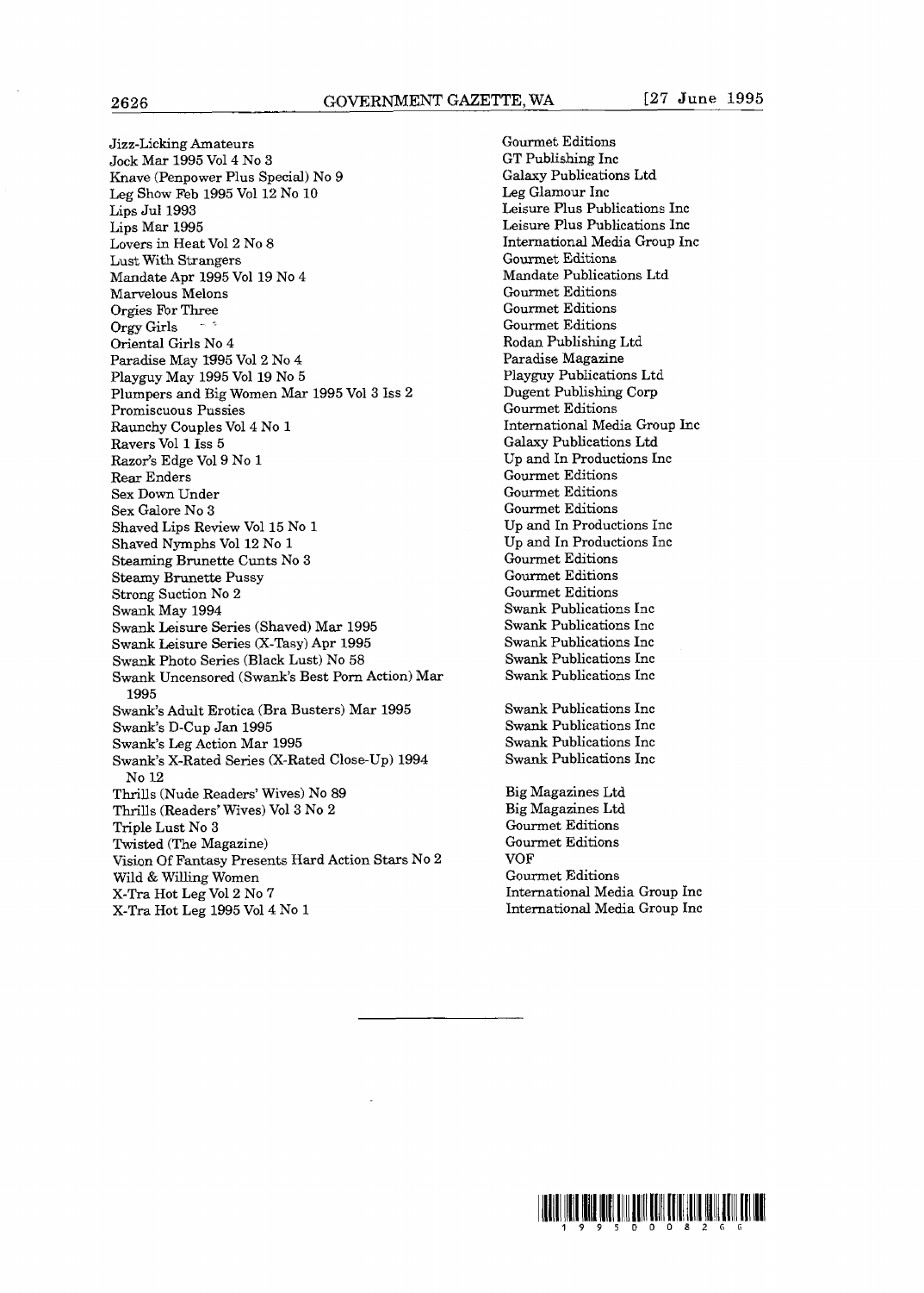| | |
|---|---|
| Jizz-Licking Amateurs | Gourmet Editions |
| Jock Mar 1995 Vol 4 No 3 | GT Publishing Inc |
| Knave (Penpower Plus Special) No 9 | Galaxy Publications Ltd |
| Leg Show Feb 1995 Vol 12 No 10 | Leg Glamour Inc |
| Lips Jul 1993 | Leisure Plus Publications Inc |
| Lips Mar 1995 | Leisure Plus Publications Inc |
| Lovers in Heat Vol 2 No 8 | International Media Group Inc |
| Lust With Strangers | Gourmet Editions |
| Mandate Apr 1995 Vol 19 No 4 | Mandate Publications Ltd |
| Marvelous Melons | Gourmet Editions |
| Orgies For Three | Gourmet Editions |
| Orgy Girls | Gourmet Editions |
| Oriental Girls No 4 | Rodan Publishing Ltd |
| Paradise May 1995 Vol 2 No 4 | Paradise Magazine |
| Playguy May 1995 Vol 19 No 5 | Playguy Publications Ltd |
| Plumpers and Big Women Mar 1995 Vol 3 Iss 2 | Dugent Publishing Corp |
| Promiscuous Pussies | Gourmet Editions |
| Raunchy Couples Vol 4 No 1 | International Media Group Inc |
| Ravers Vol 1 Iss 5 | Galaxy Publications Ltd |
| Razor's Edge Vol 9 No 1 | Up and In Productions Inc |
| Rear Enders | Gourmet Editions |
| Sex Down Under | Gourmet Editions |
| Sex Galore No 3 | Gourmet Editions |
| Shaved Lips Review Vol 15 No 1 | Up and In Productions Inc |
| Shaved Nymphs Vol 12 No 1 | Up and In Productions Inc |
| Steaming Brunette Cunts No 3 | Gourmet Editions |
| Steamy Brunette Pussy | Gourmet Editions |
| Strong Suction No 2 | Gourmet Editions |
| Swank May 1994 | Swank Publications Inc |
| Swank Leisure Series (Shaved) Mar 1995 | Swank Publications Inc |
| Swank Leisure Series (X-Tasy) Apr 1995 | Swank Publications Inc |
| Swank Photo Series (Black Lust) No 58 | Swank Publications Inc |
| Swank Uncensored (Swank's Best Porn Action) Mar 1995 | Swank Publications Inc |
| Swank's Adult Erotica (Bra Busters) Mar 1995 | Swank Publications Inc |
| Swank's D-Cup Jan 1995 | Swank Publications Inc |
| Swank's Leg Action Mar 1995 | Swank Publications Inc |
| Swank's X-Rated Series (X-Rated Close-Up) 1994 No 12 | Swank Publications Inc |
| Thrills (Nude Readers' Wives) No 89 | Big Magazines Ltd |
| Thrills (Readers' Wives) Vol 3 No 2 | Big Magazines Ltd |
| Triple Lust No 3 | Gourmet Editions |
| Twisted (The Magazine) | Gourmet Editions |
| Vision Of Fantasy Presents Hard Action Stars No 2 | VOF |
| Wild & Willing Women | Gourmet Editions |
| X-Tra Hot Leg Vol 2 No 7 | International Media Group Inc |
| X-Tra Hot Leg 1995 Vol 4 No 1 | International Media Group Inc |